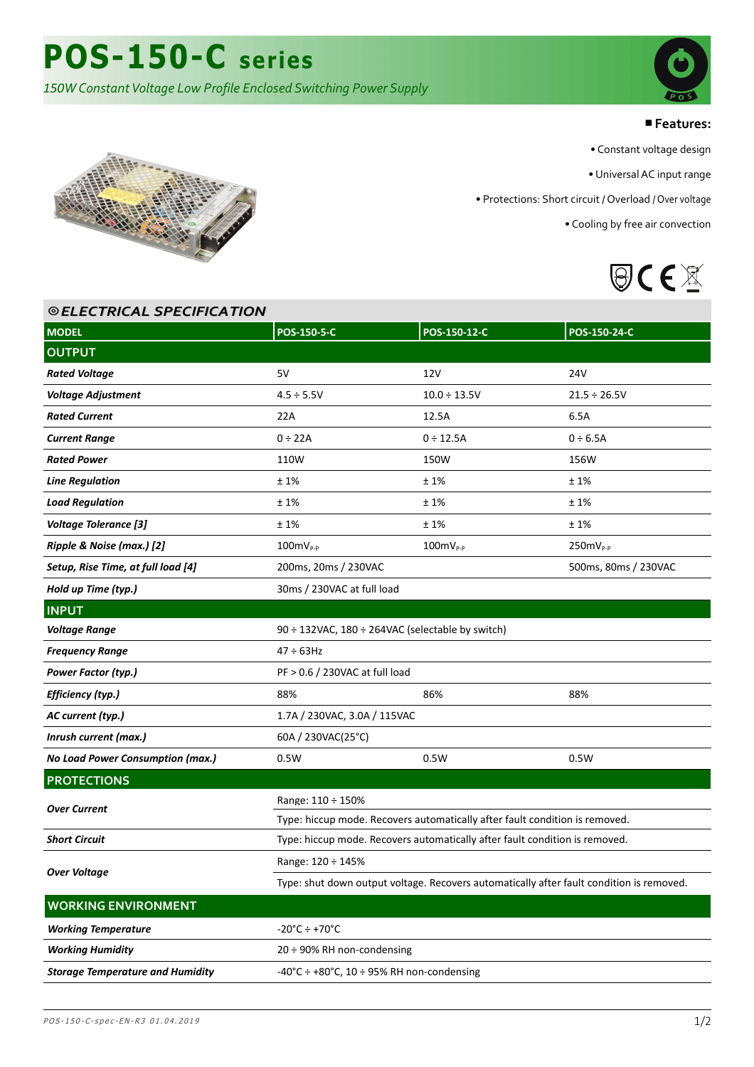# POS-150-C series

*150W Constant Voltage Low Profile Enclosed Switching Power Supply*

## Features:

- Constant voltage design
- Universal AC input range
- Protections: Short circuit / Overload / Over voltage
- Cooling by free air convection

## ELECTRICAL SPECIFICATION

| MODEL | POS-150-5-C | POS-150-12-C | POS-150-24-C |
|---|---|---|---|
| **OUTPUT** | | | |
| ***Rated Voltage*** | 5V | 12V | 24V |
| ***Voltage Adjustment*** | 4.5 ÷ 5.5V | 10.0 ÷ 13.5V | 21.5 ÷ 26.5V |
| ***Rated Current*** | 22A | 12.5A | 6.5A |
| ***Current Range*** | 0 ÷ 22A | 0 ÷ 12.5A | 0 ÷ 6.5A |
| ***Rated Power*** | 110W | 150W | 156W |
| ***Line Regulation*** | ± 1% | ± 1% | ± 1% |
| ***Load Regulation*** | ± 1% | ± 1% | ± 1% |
| ***Voltage Tolerance [3]*** | ± 1% | ± 1% | ± 1% |
| ***Ripple & Noise (max.) [2]*** | $100mV_{P-P}$ | $100mV_{P-P}$ | $250mV_{P-P}$ |
| ***Setup, Rise Time, at full load [4]*** | 200ms, 20ms / 230VAC | | 500ms, 80ms / 230VAC |
| ***Hold up Time (typ.)*** | 30ms / 230VAC at full load | | |
| **INPUT** | | | |
| ***Voltage Range*** | 90 ÷ 132VAC, 180 ÷ 264VAC (selectable by switch) | | |
| ***Frequency Range*** | 47 ÷ 63Hz | | |
| ***Power Factor (typ.)*** | PF > 0.6 / 230VAC at full load | | |
| ***Efficiency (typ.)*** | 88% | 86% | 88% |
| ***AC current (typ.)*** | 1.7A / 230VAC, 3.0A / 115VAC | | |
| ***Inrush current (max.)*** | 60A / 230VAC(25°C) | | |
| ***No Load Power Consumption (max.)*** | 0.5W | 0.5W | 0.5W |
| **PROTECTIONS** | | | |
| ***Over Current*** | Range: 110 ÷ 150% | | |
| | Type: hiccup mode. Recovers automatically after fault condition is removed. | | |
| ***Short Circuit*** | Type: hiccup mode. Recovers automatically after fault condition is removed. | | |
| ***Over Voltage*** | Range: 120 ÷ 145% | | |
| | Type: shut down output voltage. Recovers automatically after fault condition is removed. | | |
| **WORKING ENVIRONMENT** | | | |
| ***Working Temperature*** | -20°C ÷ +70°C | | |
| ***Working Humidity*** | 20 ÷ 90% RH non-condensing | | |
| ***Storage Temperature and Humidity*** | -40°C ÷ +80°C, 10 ÷ 95% RH non-condensing | | |

*POS-150-C-spec-EN-R3 01.04.2019*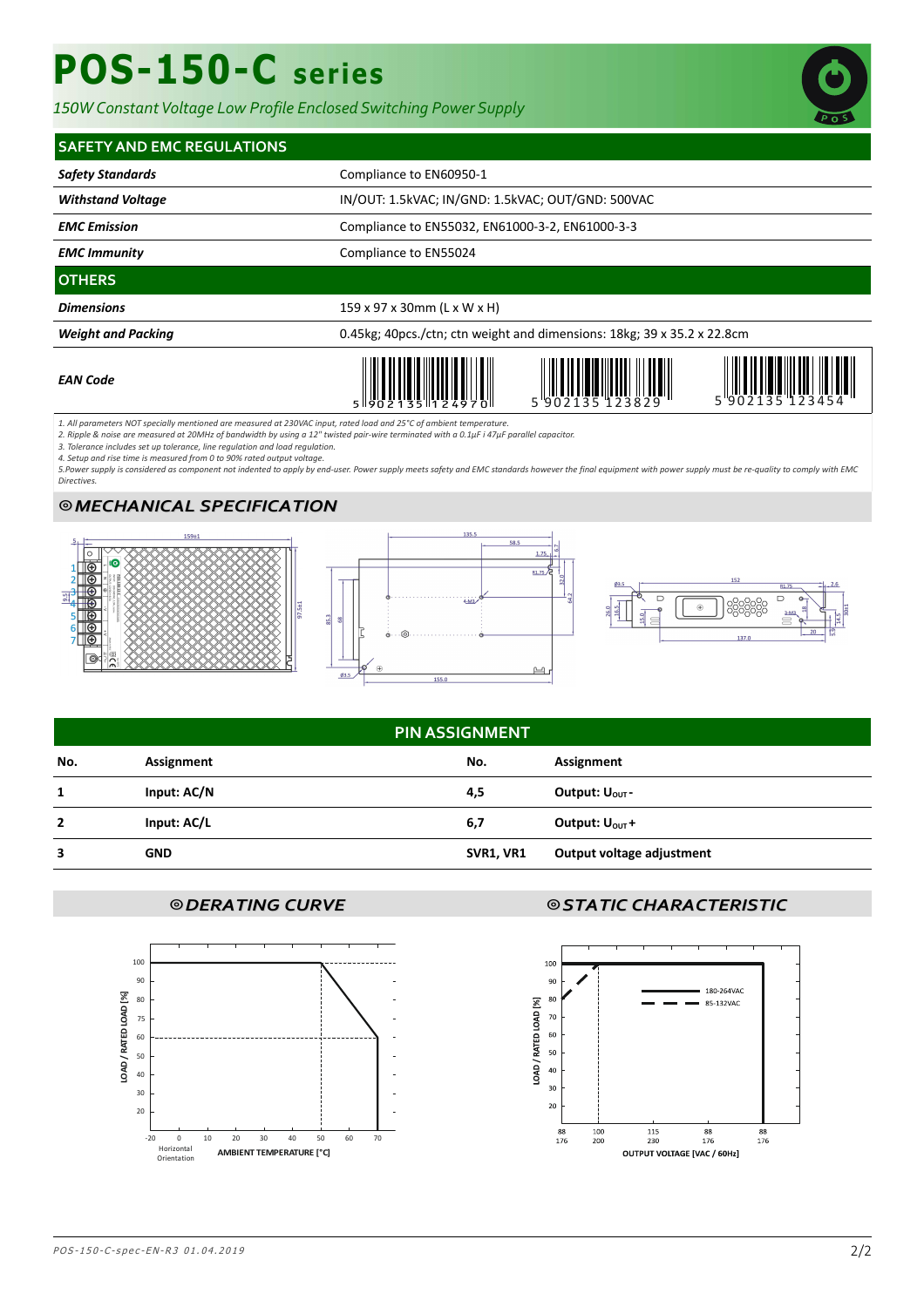# POS-150-C series

*150W Constant Voltage Low Profile Enclosed Switching Power Supply*

| SAFETY AND EMC REGULATIONS | |
|---|---|
| ***Safety Standards*** | Compliance to EN60950-1 |
| ***Withstand Voltage*** | IN/OUT: 1.5kVAC; IN/GND: 1.5kVAC; OUT/GND: 500VAC |
| ***EMC Emission*** | Compliance to EN55032, EN61000-3-2, EN61000-3-3 |
| ***EMC Immunity*** | Compliance to EN55024 |
| **OTHERS** | |
| ***Dimensions*** | 159 x 97 x 30mm (L x W x H) |
| ***Weight and Packing*** | 0.45kg; 40pcs./ctn; ctn weight and dimensions: 18kg; 39 x 35.2 x 22.8cm |
| ***EAN Code*** | 5 902135 124970 &nbsp; 5 902135 123829 &nbsp; 5 902135 123454 |

*1. All parameters NOT specially mentioned are measured at 230VAC input, rated load and 25°C of ambient temperature.*
*2. Ripple & noise are measured at 20MHz of bandwidth by using a 12" twisted pair-wire terminated with a 0.1µF i 47µF parallel capacitor.*
*3. Tolerance includes set up tolerance, line regulation and load regulation.*
*4. Setup and rise time is measured from 0 to 90% rated output voltage.*
*5.Power supply is considered as component not indented to apply by end-user. Power supply meets safety and EMC standards however the final equipment with power supply must be re-quality to comply with EMC Directives.*

## MECHANICAL SPECIFICATION

159±1
97.5±1
135.5
58.5
155.0
152
137.0
30±1

## PIN ASSIGNMENT

| No. | Assignment | No. | Assignment |
|---|---|---|---|
| 1 | Input: AC/N | 4,5 | Output: $U_{OUT}$- |
| 2 | Input: AC/L | 6,7 | Output: $U_{OUT}$+ |
| 3 | GND | SVR1, VR1 | Output voltage adjustment |

## DERATING CURVE

LOAD / RATED LOAD [%]
AMBIENT TEMPERATURE [°C]
Horizontal Orientation
-20 0 10 20 30 40 50 60 70

## STATIC CHARACTERISTIC

LOAD / RATED LOAD [%]
OUTPUT VOLTAGE [VAC / 60Hz]
180-264VAC
85-132VAC
88 100 115 88 88
176 200 230 176 176

*POS-150-C-spec-EN-R3 01.04.2019*